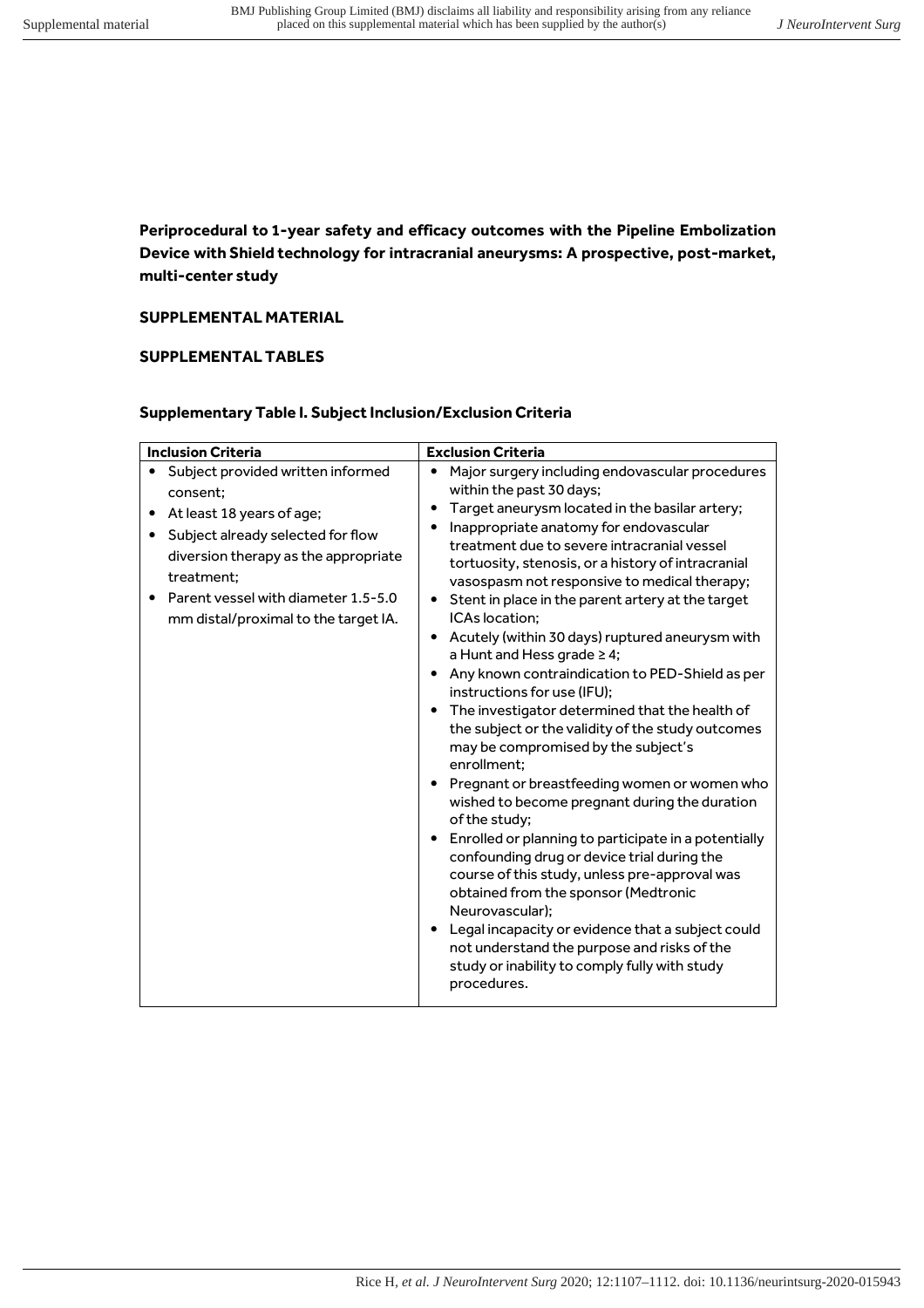**Periprocedural to 1-year safety and efficacy outcomes with the Pipeline Embolization Device with Shield technology for intracranial aneurysms: A prospective, post-market, multi-center study**

**SUPPLEMENTAL MATERIAL**

**SUPPLEMENTAL TABLES**

**Supplementary Table I. Subject Inclusion/Exclusion Criteria**

| Inclusion Criteria | Exclusion Criteria |
|---|---|
| • Subject provided written informed consent;<br>• At least 18 years of age;<br>• Subject already selected for flow diversion therapy as the appropriate treatment;<br>• Parent vessel with diameter 1.5-5.0 mm distal/proximal to the target IA. | • Major surgery including endovascular procedures within the past 30 days;<br>• Target aneurysm located in the basilar artery;<br>• Inappropriate anatomy for endovascular treatment due to severe intracranial vessel tortuosity, stenosis, or a history of intracranial vasospasm not responsive to medical therapy;<br>• Stent in place in the parent artery at the target ICAs location;<br>• Acutely (within 30 days) ruptured aneurysm with a Hunt and Hess grade ≥ 4;<br>• Any known contraindication to PED-Shield as per instructions for use (IFU);<br>• The investigator determined that the health of the subject or the validity of the study outcomes may be compromised by the subject's enrollment;<br>• Pregnant or breastfeeding women or women who wished to become pregnant during the duration of the study;<br>• Enrolled or planning to participate in a potentially confounding drug or device trial during the course of this study, unless pre-approval was obtained from the sponsor (Medtronic Neurovascular);<br>• Legal incapacity or evidence that a subject could not understand the purpose and risks of the study or inability to comply fully with study procedures. |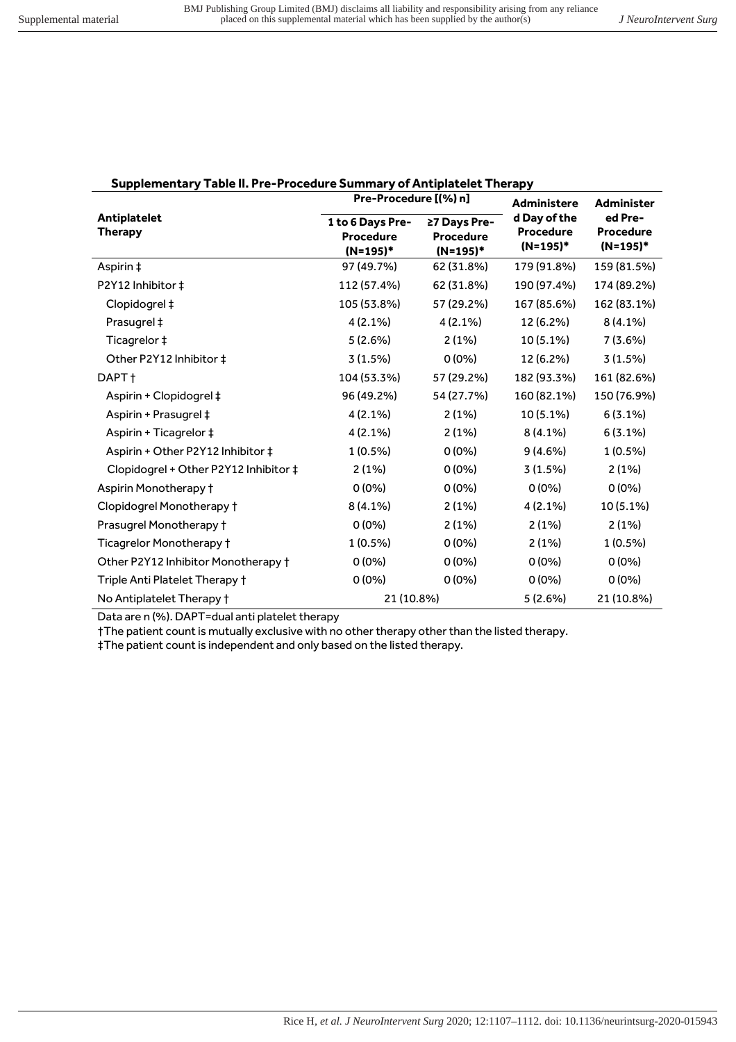**Supplementary Table II. Pre-Procedure Summary of Antiplatelet Therapy**

| Antiplatelet Therapy | Pre-Procedure [(%) n] | | Administered Day of the Procedure (N=195)* | Administered Pre-Procedure (N=195)* |
|---|---|---|---|---|
| | 1 to 6 Days Pre-Procedure (N=195)* | ≥7 Days Pre-Procedure (N=195)* | | |
| Aspirin ‡ | 97 (49.7%) | 62 (31.8%) | 179 (91.8%) | 159 (81.5%) |
| P2Y12 Inhibitor ‡ | 112 (57.4%) | 62 (31.8%) | 190 (97.4%) | 174 (89.2%) |
| Clopidogrel ‡ | 105 (53.8%) | 57 (29.2%) | 167 (85.6%) | 162 (83.1%) |
| Prasugrel ‡ | 4 (2.1%) | 4 (2.1%) | 12 (6.2%) | 8 (4.1%) |
| Ticagrelor ‡ | 5 (2.6%) | 2 (1%) | 10 (5.1%) | 7 (3.6%) |
| Other P2Y12 Inhibitor ‡ | 3 (1.5%) | 0 (0%) | 12 (6.2%) | 3 (1.5%) |
| DAPT † | 104 (53.3%) | 57 (29.2%) | 182 (93.3%) | 161 (82.6%) |
| Aspirin + Clopidogrel ‡ | 96 (49.2%) | 54 (27.7%) | 160 (82.1%) | 150 (76.9%) |
| Aspirin + Prasugrel ‡ | 4 (2.1%) | 2 (1%) | 10 (5.1%) | 6 (3.1%) |
| Aspirin + Ticagrelor ‡ | 4 (2.1%) | 2 (1%) | 8 (4.1%) | 6 (3.1%) |
| Aspirin + Other P2Y12 Inhibitor ‡ | 1 (0.5%) | 0 (0%) | 9 (4.6%) | 1 (0.5%) |
| Clopidogrel + Other P2Y12 Inhibitor ‡ | 2 (1%) | 0 (0%) | 3 (1.5%) | 2 (1%) |
| Aspirin Monotherapy † | 0 (0%) | 0 (0%) | 0 (0%) | 0 (0%) |
| Clopidogrel Monotherapy † | 8 (4.1%) | 2 (1%) | 4 (2.1%) | 10 (5.1%) |
| Prasugrel Monotherapy † | 0 (0%) | 2 (1%) | 2 (1%) | 2 (1%) |
| Ticagrelor Monotherapy † | 1 (0.5%) | 0 (0%) | 2 (1%) | 1 (0.5%) |
| Other P2Y12 Inhibitor Monotherapy † | 0 (0%) | 0 (0%) | 0 (0%) | 0 (0%) |
| Triple Anti Platelet Therapy † | 0 (0%) | 0 (0%) | 0 (0%) | 0 (0%) |
| No Antiplatelet Therapy † | 21 (10.8%) | | 5 (2.6%) | 21 (10.8%) |

Data are n (%). DAPT=dual anti platelet therapy

†The patient count is mutually exclusive with no other therapy other than the listed therapy.

‡The patient count is independent and only based on the listed therapy.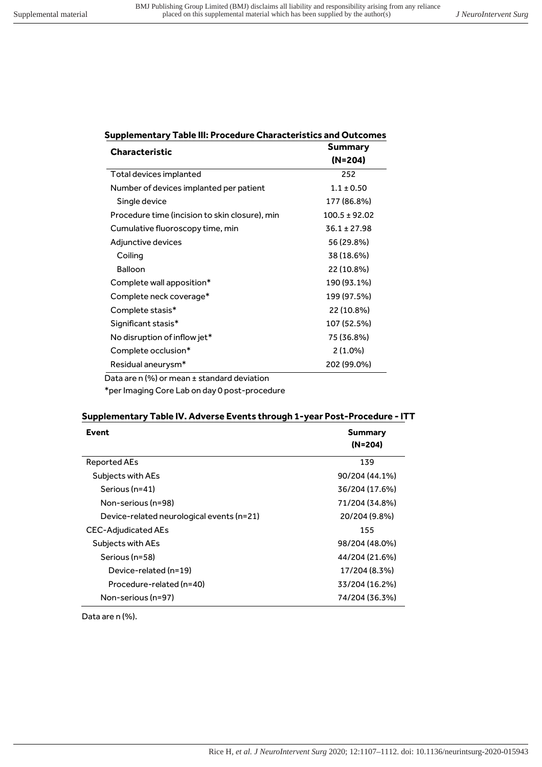**Supplementary Table III: Procedure Characteristics and Outcomes**

| Characteristic | Summary (N=204) |
|---|---|
| Total devices implanted | 252 |
| Number of devices implanted per patient | 1.1 ± 0.50 |
| Single device | 177 (86.8%) |
| Procedure time (incision to skin closure), min | 100.5 ± 92.02 |
| Cumulative fluoroscopy time, min | 36.1 ± 27.98 |
| Adjunctive devices | 56 (29.8%) |
| Coiling | 38 (18.6%) |
| Balloon | 22 (10.8%) |
| Complete wall apposition* | 190 (93.1%) |
| Complete neck coverage* | 199 (97.5%) |
| Complete stasis* | 22 (10.8%) |
| Significant stasis* | 107 (52.5%) |
| No disruption of inflow jet* | 75 (36.8%) |
| Complete occlusion* | 2 (1.0%) |
| Residual aneurysm* | 202 (99.0%) |

Data are n (%) or mean ± standard deviation

*per Imaging Core Lab on day 0 post-procedure

**Supplementary Table IV. Adverse Events through 1-year Post-Procedure - ITT**

| Event | Summary (N=204) |
|---|---|
| Reported AEs | 139 |
| Subjects with AEs | 90/204 (44.1%) |
| Serious (n=41) | 36/204 (17.6%) |
| Non-serious (n=98) | 71/204 (34.8%) |
| Device-related neurological events (n=21) | 20/204 (9.8%) |
| CEC-Adjudicated AEs | 155 |
| Subjects with AEs | 98/204 (48.0%) |
| Serious (n=58) | 44/204 (21.6%) |
| Device-related (n=19) | 17/204 (8.3%) |
| Procedure-related (n=40) | 33/204 (16.2%) |
| Non-serious (n=97) | 74/204 (36.3%) |

Data are n (%).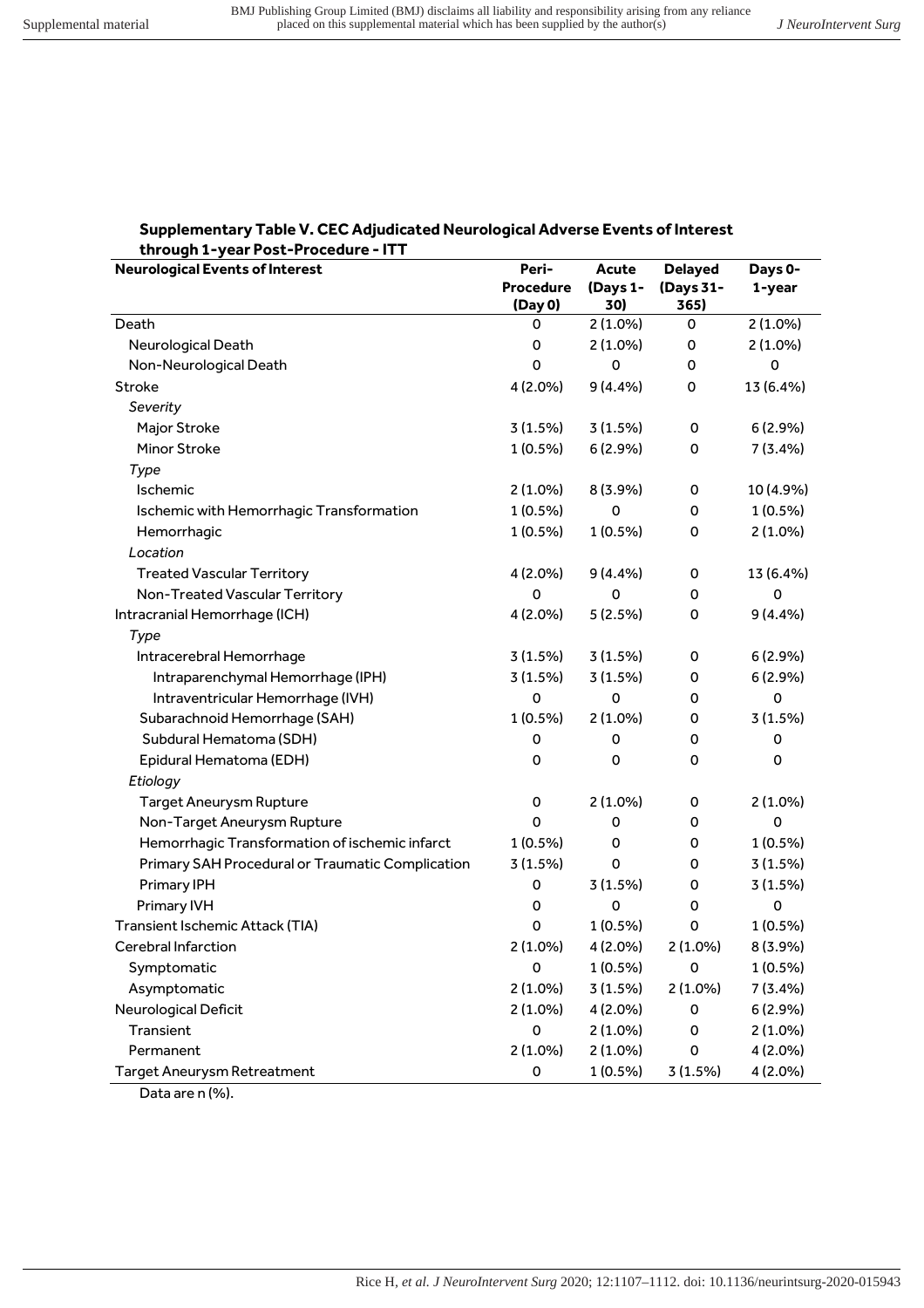**Supplementary Table V. CEC Adjudicated Neurological Adverse Events of Interest through 1-year Post-Procedure - ITT**

| Neurological Events of Interest | Peri-Procedure (Day 0) | Acute (Days 1-30) | Delayed (Days 31-365) | Days 0-1-year |
|---|---|---|---|---|
| Death | 0 | 2 (1.0%) | 0 | 2 (1.0%) |
| Neurological Death | 0 | 2 (1.0%) | 0 | 2 (1.0%) |
| Non-Neurological Death | 0 | 0 | 0 | 0 |
| Stroke | 4 (2.0%) | 9 (4.4%) | 0 | 13 (6.4%) |
| *Severity* | | | | |
| Major Stroke | 3 (1.5%) | 3 (1.5%) | 0 | 6 (2.9%) |
| Minor Stroke | 1 (0.5%) | 6 (2.9%) | 0 | 7 (3.4%) |
| *Type* | | | | |
| Ischemic | 2 (1.0%) | 8 (3.9%) | 0 | 10 (4.9%) |
| Ischemic with Hemorrhagic Transformation | 1 (0.5%) | 0 | 0 | 1 (0.5%) |
| Hemorrhagic | 1 (0.5%) | 1 (0.5%) | 0 | 2 (1.0%) |
| *Location* | | | | |
| Treated Vascular Territory | 4 (2.0%) | 9 (4.4%) | 0 | 13 (6.4%) |
| Non-Treated Vascular Territory | 0 | 0 | 0 | 0 |
| Intracranial Hemorrhage (ICH) | 4 (2.0%) | 5 (2.5%) | 0 | 9 (4.4%) |
| *Type* | | | | |
| Intracerebral Hemorrhage | 3 (1.5%) | 3 (1.5%) | 0 | 6 (2.9%) |
| Intraparenchymal Hemorrhage (IPH) | 3 (1.5%) | 3 (1.5%) | 0 | 6 (2.9%) |
| Intraventricular Hemorrhage (IVH) | 0 | 0 | 0 | 0 |
| Subarachnoid Hemorrhage (SAH) | 1 (0.5%) | 2 (1.0%) | 0 | 3 (1.5%) |
| Subdural Hematoma (SDH) | 0 | 0 | 0 | 0 |
| Epidural Hematoma (EDH) | 0 | 0 | 0 | 0 |
| *Etiology* | | | | |
| Target Aneurysm Rupture | 0 | 2 (1.0%) | 0 | 2 (1.0%) |
| Non-Target Aneurysm Rupture | 0 | 0 | 0 | 0 |
| Hemorrhagic Transformation of ischemic infarct | 1 (0.5%) | 0 | 0 | 1 (0.5%) |
| Primary SAH Procedural or Traumatic Complication | 3 (1.5%) | 0 | 0 | 3 (1.5%) |
| Primary IPH | 0 | 3 (1.5%) | 0 | 3 (1.5%) |
| Primary IVH | 0 | 0 | 0 | 0 |
| Transient Ischemic Attack (TIA) | 0 | 1 (0.5%) | 0 | 1 (0.5%) |
| Cerebral Infarction | 2 (1.0%) | 4 (2.0%) | 2 (1.0%) | 8 (3.9%) |
| Symptomatic | 0 | 1 (0.5%) | 0 | 1 (0.5%) |
| Asymptomatic | 2 (1.0%) | 3 (1.5%) | 2 (1.0%) | 7 (3.4%) |
| Neurological Deficit | 2 (1.0%) | 4 (2.0%) | 0 | 6 (2.9%) |
| Transient | 0 | 2 (1.0%) | 0 | 2 (1.0%) |
| Permanent | 2 (1.0%) | 2 (1.0%) | 0 | 4 (2.0%) |
| Target Aneurysm Retreatment | 0 | 1 (0.5%) | 3 (1.5%) | 4 (2.0%) |

Data are n (%).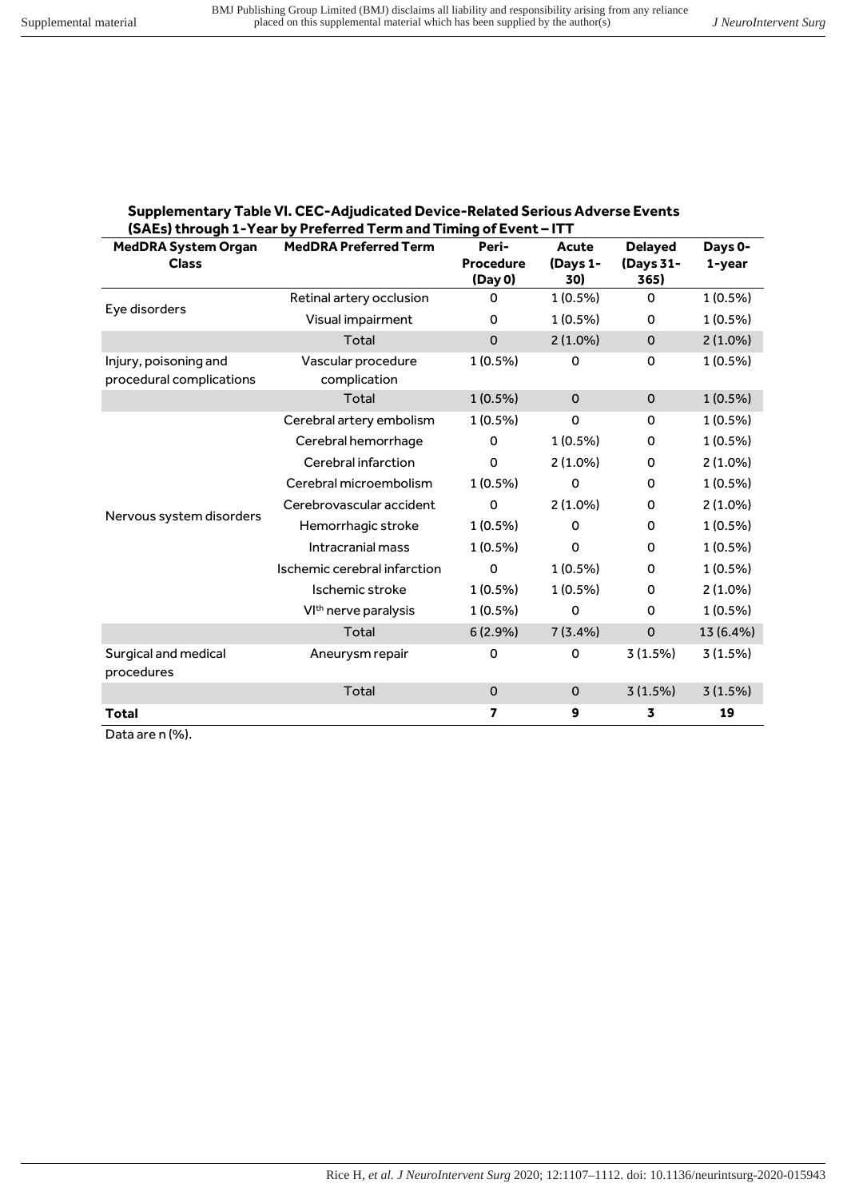**Supplementary Table VI. CEC-Adjudicated Device-Related Serious Adverse Events (SAEs) through 1-Year by Preferred Term and Timing of Event – ITT**

| MedDRA System Organ Class | MedDRA Preferred Term | Peri-Procedure (Day 0) | Acute (Days 1-30) | Delayed (Days 31-365) | Days 0-1-year |
|---|---|---|---|---|---|
| Eye disorders | Retinal artery occlusion | 0 | 1 (0.5%) | 0 | 1 (0.5%) |
| | Visual impairment | 0 | 1 (0.5%) | 0 | 1 (0.5%) |
| | Total | 0 | 2 (1.0%) | 0 | 2 (1.0%) |
| Injury, poisoning and procedural complications | Vascular procedure complication | 1 (0.5%) | 0 | 0 | 1 (0.5%) |
| | Total | 1 (0.5%) | 0 | 0 | 1 (0.5%) |
| Nervous system disorders | Cerebral artery embolism | 1 (0.5%) | 0 | 0 | 1 (0.5%) |
| | Cerebral hemorrhage | 0 | 1 (0.5%) | 0 | 1 (0.5%) |
| | Cerebral infarction | 0 | 2 (1.0%) | 0 | 2 (1.0%) |
| | Cerebral microembolism | 1 (0.5%) | 0 | 0 | 1 (0.5%) |
| | Cerebrovascular accident | 0 | 2 (1.0%) | 0 | 2 (1.0%) |
| | Hemorrhagic stroke | 1 (0.5%) | 0 | 0 | 1 (0.5%) |
| | Intracranial mass | 1 (0.5%) | 0 | 0 | 1 (0.5%) |
| | Ischemic cerebral infarction | 0 | 1 (0.5%) | 0 | 1 (0.5%) |
| | Ischemic stroke | 1 (0.5%) | 1 (0.5%) | 0 | 2 (1.0%) |
| | VI$^{th}$ nerve paralysis | 1 (0.5%) | 0 | 0 | 1 (0.5%) |
| | Total | 6 (2.9%) | 7 (3.4%) | 0 | 13 (6.4%) |
| Surgical and medical procedures | Aneurysm repair | 0 | 0 | 3 (1.5%) | 3 (1.5%) |
| | Total | 0 | 0 | 3 (1.5%) | 3 (1.5%) |
| **Total** | | **7** | **9** | **3** | **19** |

Data are n (%).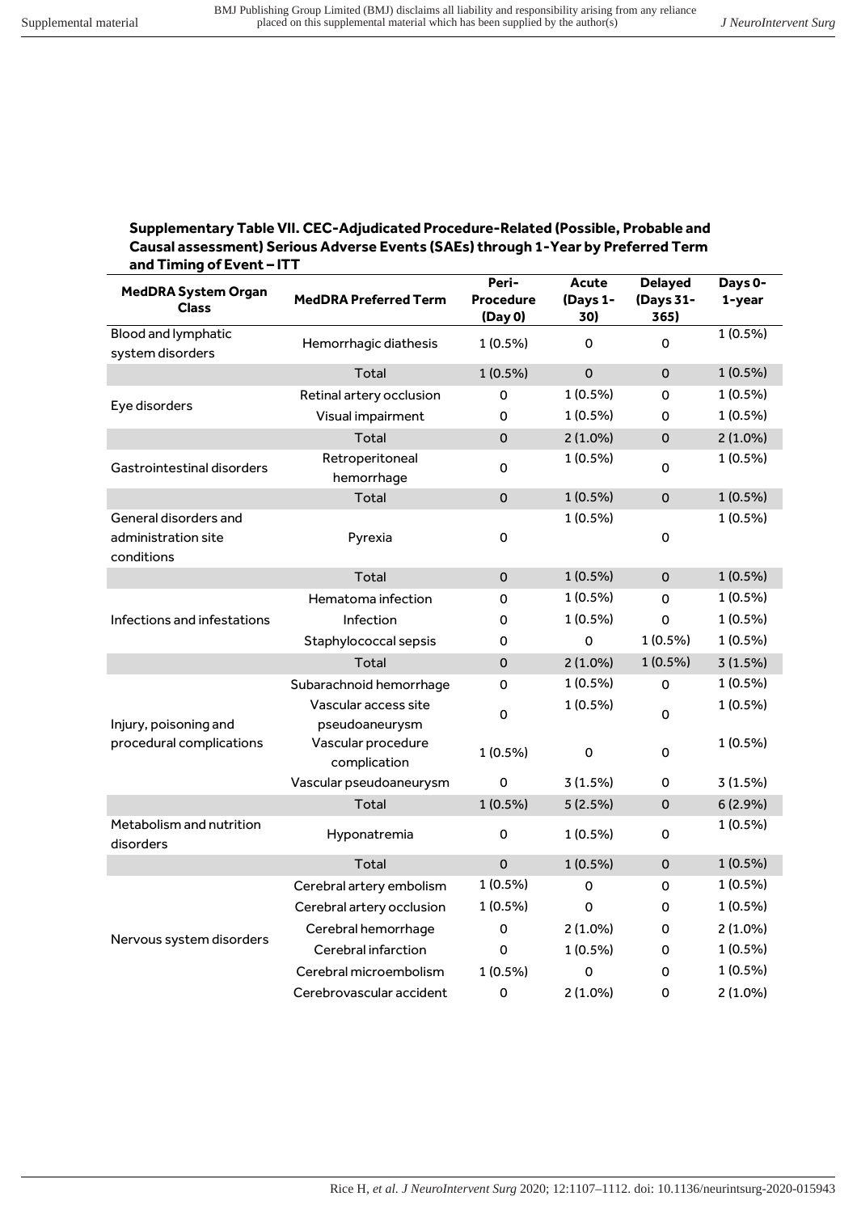**Supplementary Table VII. CEC-Adjudicated Procedure-Related (Possible, Probable and Causal assessment) Serious Adverse Events (SAEs) through 1-Year by Preferred Term and Timing of Event – ITT**

| MedDRA System Organ Class | MedDRA Preferred Term | Peri-Procedure (Day 0) | Acute (Days 1-30) | Delayed (Days 31-365) | Days 0-1-year |
|---|---|---|---|---|---|
| Blood and lymphatic system disorders | Hemorrhagic diathesis | 1 (0.5%) | 0 | 0 | 1 (0.5%) |
| | Total | 1 (0.5%) | 0 | 0 | 1 (0.5%) |
| Eye disorders | Retinal artery occlusion | 0 | 1 (0.5%) | 0 | 1 (0.5%) |
| | Visual impairment | 0 | 1 (0.5%) | 0 | 1 (0.5%) |
| | Total | 0 | 2 (1.0%) | 0 | 2 (1.0%) |
| Gastrointestinal disorders | Retroperitoneal hemorrhage | 0 | 1 (0.5%) | 0 | 1 (0.5%) |
| | Total | 0 | 1 (0.5%) | 0 | 1 (0.5%) |
| General disorders and administration site conditions | Pyrexia | 0 | 1 (0.5%) | 0 | 1 (0.5%) |
| | Total | 0 | 1 (0.5%) | 0 | 1 (0.5%) |
| Infections and infestations | Hematoma infection | 0 | 1 (0.5%) | 0 | 1 (0.5%) |
| | Infection | 0 | 1 (0.5%) | 0 | 1 (0.5%) |
| | Staphylococcal sepsis | 0 | 0 | 1 (0.5%) | 1 (0.5%) |
| | Total | 0 | 2 (1.0%) | 1 (0.5%) | 3 (1.5%) |
| Injury, poisoning and procedural complications | Subarachnoid hemorrhage | 0 | 1 (0.5%) | 0 | 1 (0.5%) |
| | Vascular access site pseudoaneurysm | 0 | 1 (0.5%) | 0 | 1 (0.5%) |
| | Vascular procedure complication | 1 (0.5%) | 0 | 0 | 1 (0.5%) |
| | Vascular pseudoaneurysm | 0 | 3 (1.5%) | 0 | 3 (1.5%) |
| | Total | 1 (0.5%) | 5 (2.5%) | 0 | 6 (2.9%) |
| Metabolism and nutrition disorders | Hyponatremia | 0 | 1 (0.5%) | 0 | 1 (0.5%) |
| | Total | 0 | 1 (0.5%) | 0 | 1 (0.5%) |
| Nervous system disorders | Cerebral artery embolism | 1 (0.5%) | 0 | 0 | 1 (0.5%) |
| | Cerebral artery occlusion | 1 (0.5%) | 0 | 0 | 1 (0.5%) |
| | Cerebral hemorrhage | 0 | 2 (1.0%) | 0 | 2 (1.0%) |
| | Cerebral infarction | 0 | 1 (0.5%) | 0 | 1 (0.5%) |
| | Cerebral microembolism | 1 (0.5%) | 0 | 0 | 1 (0.5%) |
| | Cerebrovascular accident | 0 | 2 (1.0%) | 0 | 2 (1.0%) |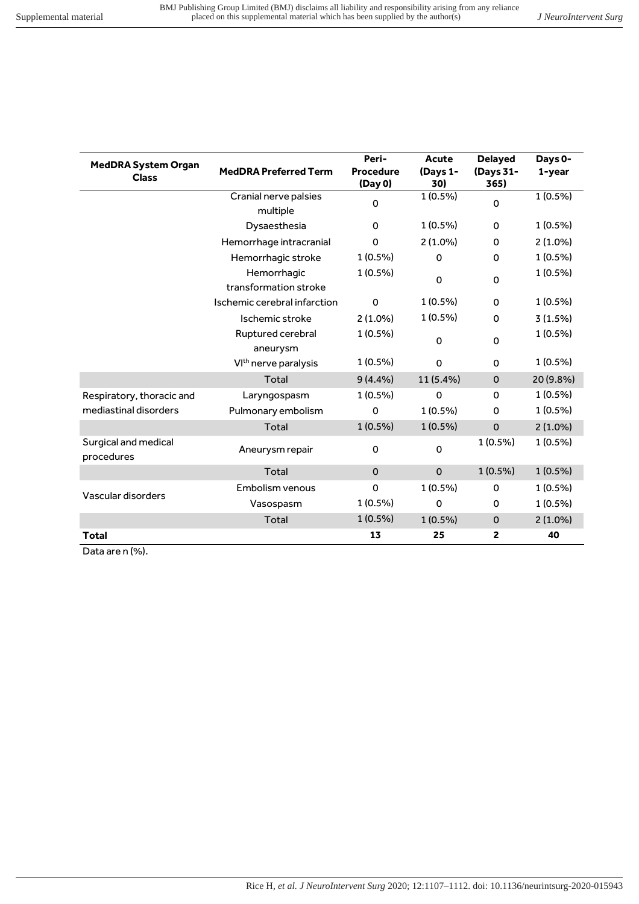| MedDRA System Organ Class | MedDRA Preferred Term | Peri-Procedure (Day 0) | Acute (Days 1-30) | Delayed (Days 31-365) | Days 0-1-year |
|---|---|---|---|---|---|
| | Cranial nerve palsies multiple | 0 | 1 (0.5%) | 0 | 1 (0.5%) |
| | Dysaesthesia | 0 | 1 (0.5%) | 0 | 1 (0.5%) |
| | Hemorrhage intracranial | 0 | 2 (1.0%) | 0 | 2 (1.0%) |
| | Hemorrhagic stroke | 1 (0.5%) | 0 | 0 | 1 (0.5%) |
| | Hemorrhagic transformation stroke | 1 (0.5%) | 0 | 0 | 1 (0.5%) |
| | Ischemic cerebral infarction | 0 | 1 (0.5%) | 0 | 1 (0.5%) |
| | Ischemic stroke | 2 (1.0%) | 1 (0.5%) | 0 | 3 (1.5%) |
| | Ruptured cerebral aneurysm | 1 (0.5%) | 0 | 0 | 1 (0.5%) |
| | VIth nerve paralysis | 1 (0.5%) | 0 | 0 | 1 (0.5%) |
| | Total | 9 (4.4%) | 11 (5.4%) | 0 | 20 (9.8%) |
| Respiratory, thoracic and mediastinal disorders | Laryngospasm | 1 (0.5%) | 0 | 0 | 1 (0.5%) |
| | Pulmonary embolism | 0 | 1 (0.5%) | 0 | 1 (0.5%) |
| | Total | 1 (0.5%) | 1 (0.5%) | 0 | 2 (1.0%) |
| Surgical and medical procedures | Aneurysm repair | 0 | 0 | 1 (0.5%) | 1 (0.5%) |
| | Total | 0 | 0 | 1 (0.5%) | 1 (0.5%) |
| Vascular disorders | Embolism venous | 0 | 1 (0.5%) | 0 | 1 (0.5%) |
| | Vasospasm | 1 (0.5%) | 0 | 0 | 1 (0.5%) |
| | Total | 1 (0.5%) | 1 (0.5%) | 0 | 2 (1.0%) |
| **Total** | | **13** | **25** | **2** | **40** |

Data are n (%).